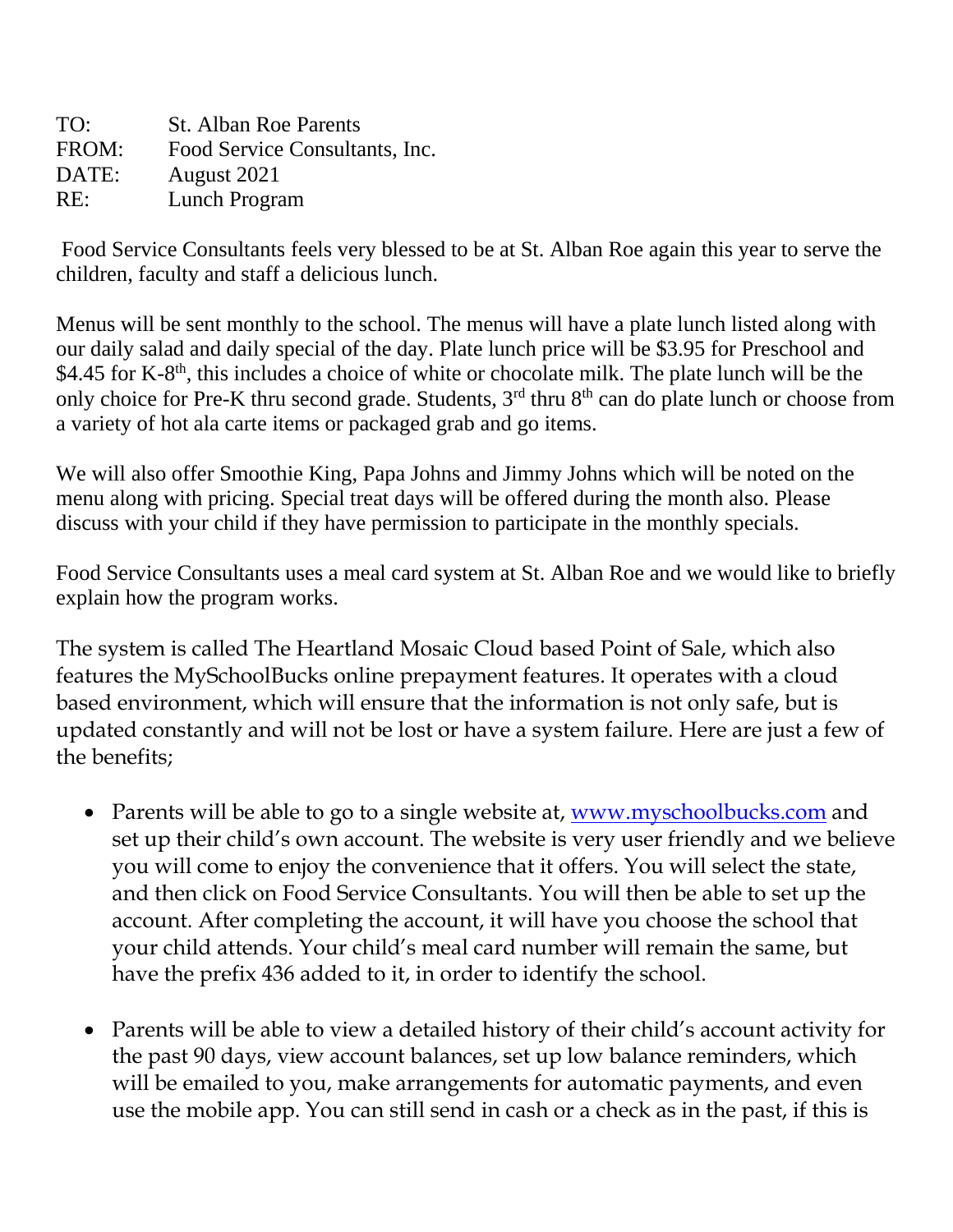TO: St. Alban Roe Parents
FROM: Food Service Consultants, Inc.
DATE: August 2021
RE: Lunch Program

Food Service Consultants feels very blessed to be at St. Alban Roe again this year to serve the children, faculty and staff a delicious lunch.

Menus will be sent monthly to the school. The menus will have a plate lunch listed along with our daily salad and daily special of the day. Plate lunch price will be $3.95 for Preschool and $4.45 for K-8th, this includes a choice of white or chocolate milk. The plate lunch will be the only choice for Pre-K thru second grade. Students, 3rd thru 8th can do plate lunch or choose from a variety of hot ala carte items or packaged grab and go items.

We will also offer Smoothie King, Papa Johns and Jimmy Johns which will be noted on the menu along with pricing. Special treat days will be offered during the month also. Please discuss with your child if they have permission to participate in the monthly specials.

Food Service Consultants uses a meal card system at St. Alban Roe and we would like to briefly explain how the program works.

The system is called The Heartland Mosaic Cloud based Point of Sale, which also features the MySchoolBucks online prepayment features. It operates with a cloud based environment, which will ensure that the information is not only safe, but is updated constantly and will not be lost or have a system failure. Here are just a few of the benefits;

- Parents will be able to go to a single website at, [www.myschoolbucks.com](http://www.myschoolbucks.com) and set up their child's own account. The website is very user friendly and we believe you will come to enjoy the convenience that it offers. You will select the state, and then click on Food Service Consultants. You will then be able to set up the account. After completing the account, it will have you choose the school that your child attends. Your child's meal card number will remain the same, but have the prefix 436 added to it, in order to identify the school.

- Parents will be able to view a detailed history of their child's account activity for the past 90 days, view account balances, set up low balance reminders, which will be emailed to you, make arrangements for automatic payments, and even use the mobile app. You can still send in cash or a check as in the past, if this is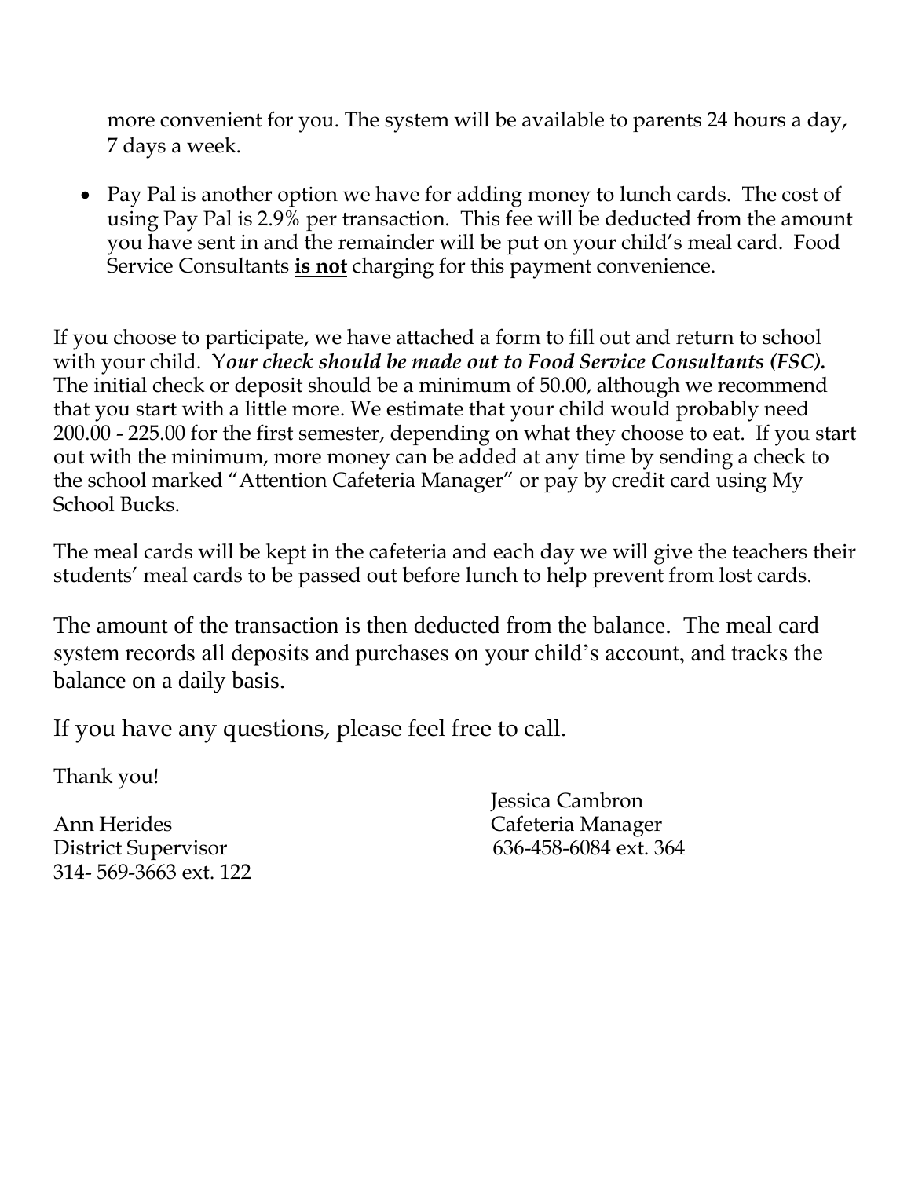more convenient for you. The system will be available to parents 24 hours a day, 7 days a week.

- Pay Pal is another option we have for adding money to lunch cards. The cost of using Pay Pal is 2.9% per transaction. This fee will be deducted from the amount you have sent in and the remainder will be put on your child's meal card. Food Service Consultants **is not** charging for this payment convenience.

If you choose to participate, we have attached a form to fill out and return to school with your child. Y***our check should be made out to Food Service Consultants (FSC).*** The initial check or deposit should be a minimum of 50.00, although we recommend that you start with a little more. We estimate that your child would probably need 200.00 - 225.00 for the first semester, depending on what they choose to eat. If you start out with the minimum, more money can be added at any time by sending a check to the school marked "Attention Cafeteria Manager" or pay by credit card using My School Bucks.

The meal cards will be kept in the cafeteria and each day we will give the teachers their students' meal cards to be passed out before lunch to help prevent from lost cards.

The amount of the transaction is then deducted from the balance. The meal card system records all deposits and purchases on your child's account, and tracks the balance on a daily basis.

If you have any questions, please feel free to call.

Thank you!

Ann Herides
District Supervisor
314- 569-3663 ext. 122

Jessica Cambron
Cafeteria Manager
636-458-6084 ext. 364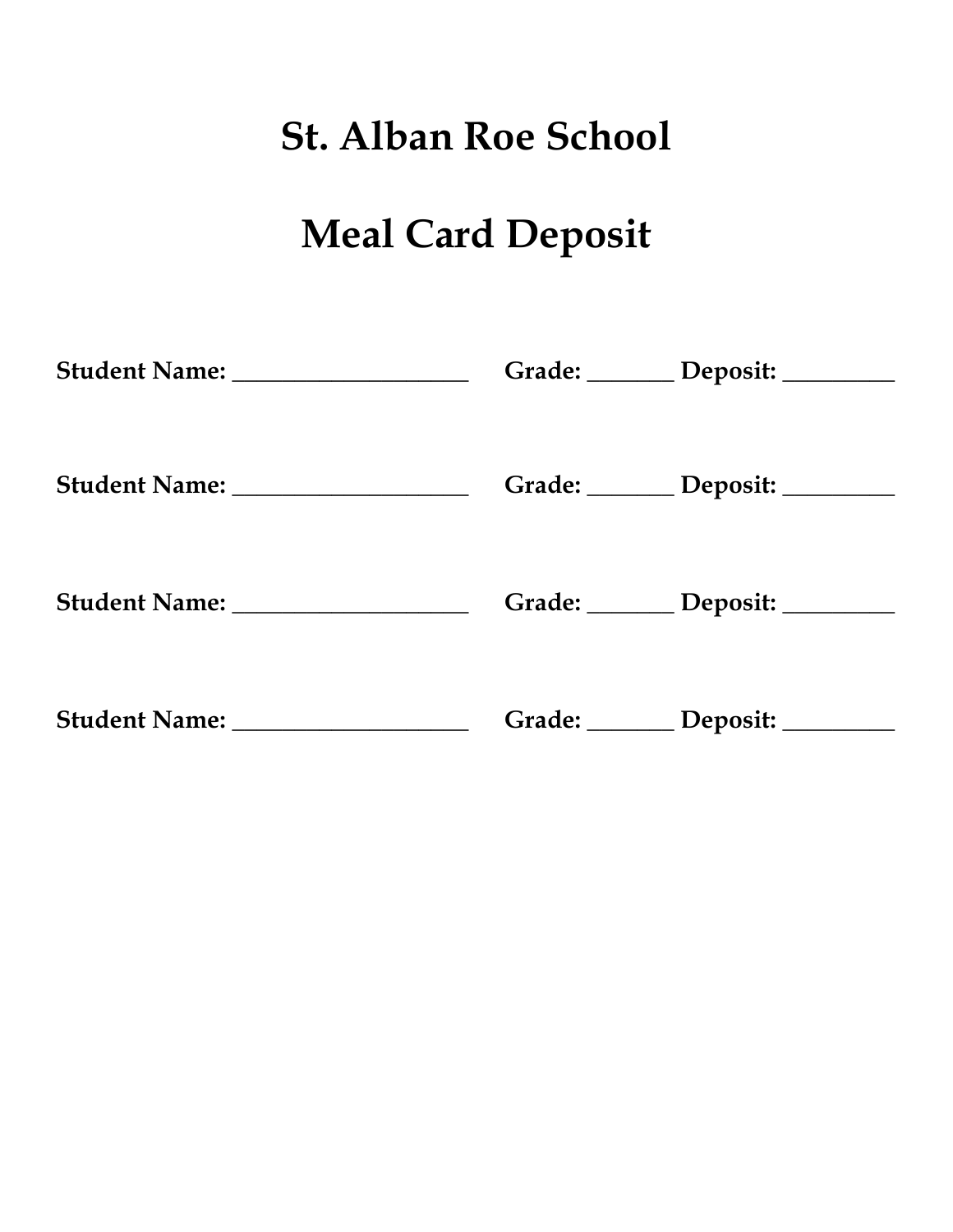# St. Alban Roe School

# Meal Card Deposit

**Student Name: ____________________ Grade: _______ Deposit: _________**

**Student Name: ____________________ Grade: _______ Deposit: _________**

**Student Name: ____________________ Grade: _______ Deposit: _________**

**Student Name: ____________________ Grade: _______ Deposit: _________**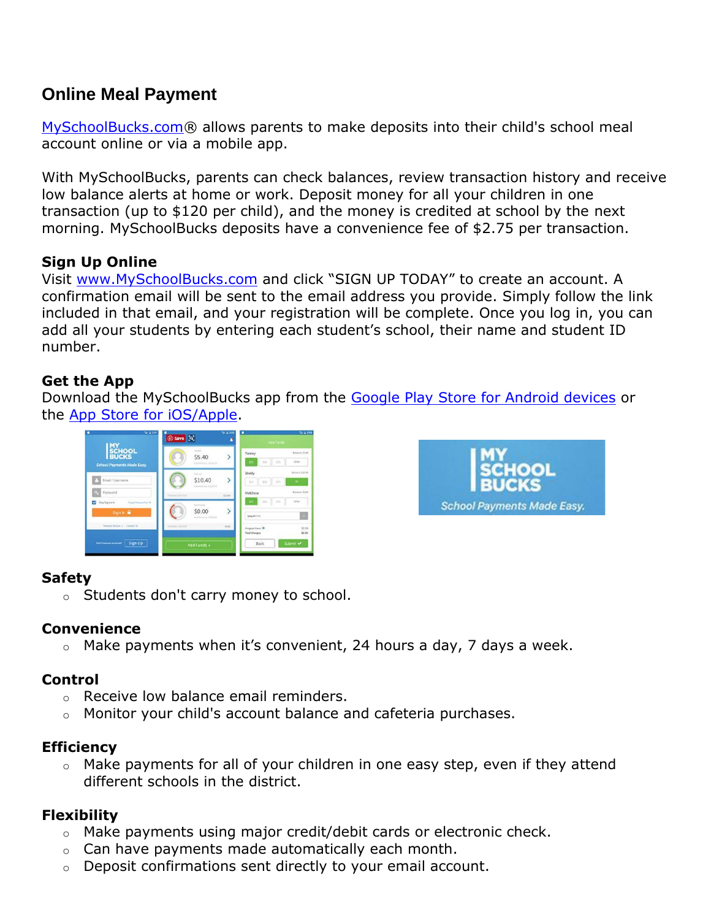## Online Meal Payment

MySchoolBucks.com® allows parents to make deposits into their child's school meal account online or via a mobile app.

With MySchoolBucks, parents can check balances, review transaction history and receive low balance alerts at home or work. Deposit money for all your children in one transaction (up to $120 per child), and the money is credited at school by the next morning. MySchoolBucks deposits have a convenience fee of $2.75 per transaction.

### Sign Up Online

Visit www.MySchoolBucks.com and click "SIGN UP TODAY" to create an account. A confirmation email will be sent to the email address you provide. Simply follow the link included in that email, and your registration will be complete. Once you log in, you can add all your students by entering each student's school, their name and student ID number.

### Get the App

Download the MySchoolBucks app from the Google Play Store for Android devices or the App Store for iOS/Apple.

### Safety

- Students don't carry money to school.

### Convenience

- Make payments when it's convenient, 24 hours a day, 7 days a week.

### Control

- Receive low balance email reminders.
- Monitor your child's account balance and cafeteria purchases.

### Efficiency

- Make payments for all of your children in one easy step, even if they attend different schools in the district.

### Flexibility

- Make payments using major credit/debit cards or electronic check.
- Can have payments made automatically each month.
- Deposit confirmations sent directly to your email account.